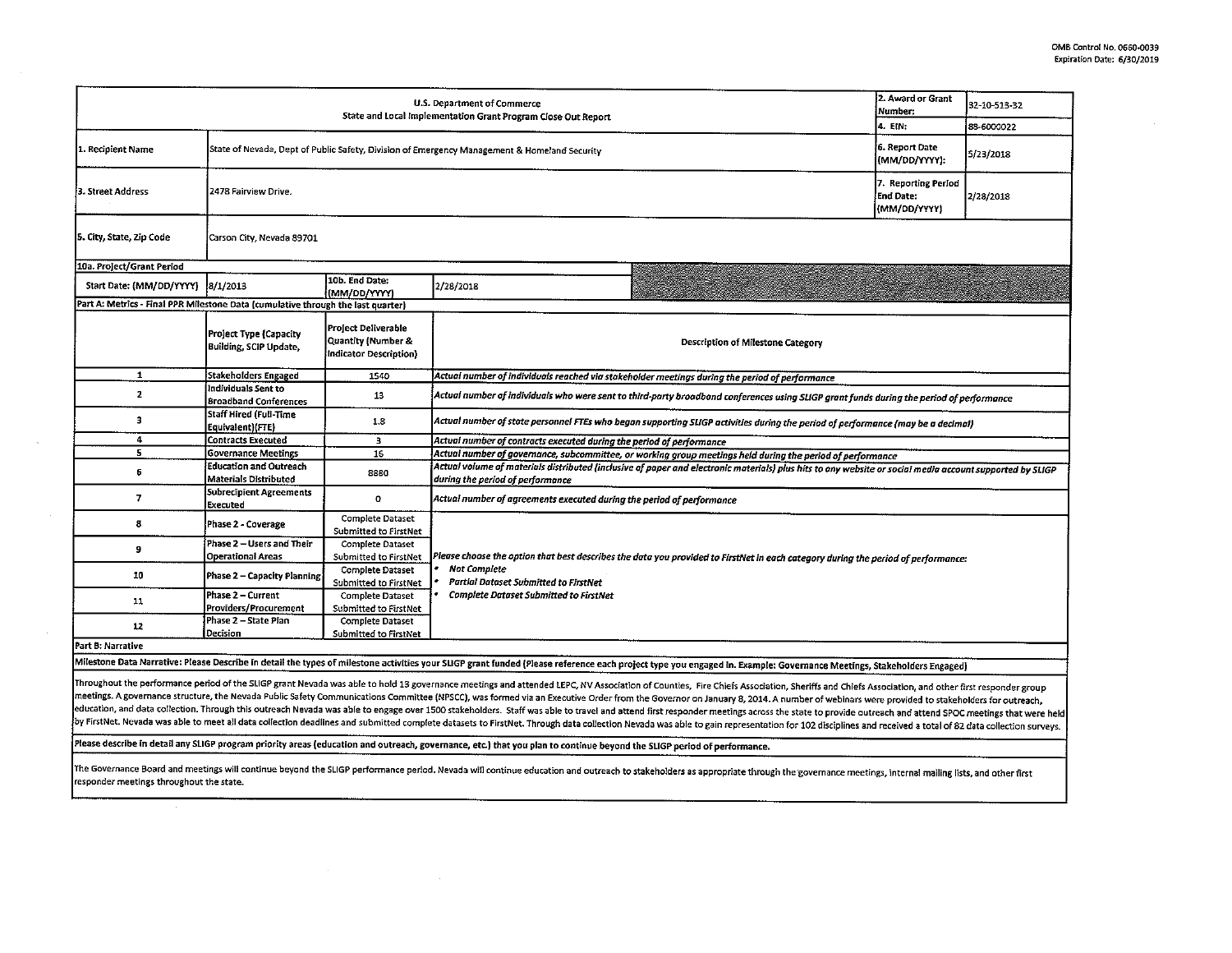OMB Control No. 0660-0039
Expiration Date: 6/30/2019

| U.S. Department of Commerce<br>State and Local Implementation Grant Program Close Out Report | | 2. Award or Grant Number: | 32-10-S13-32 |
|---|---|---|---|
| | | 4. EIN: | 88-6000022 |
| 1. Recipient Name | State of Nevada, Dept of Public Safety, Division of Emergency Management & Homeland Security | 6. Report Date (MM/DD/YYYY): | 5/23/2018 |
| 3. Street Address | 2478 Fairview Drive. | 7. Reporting Period End Date: (MM/DD/YYYY) | 2/28/2018 |
| 5. City, State, Zip Code | Carson City, Nevada 89701 | | |

**10a. Project/Grant Period**

| Start Date: (MM/DD/YYYY) | 8/1/2013 | 10b. End Date: (MM/DD/YYYY) | 2/28/2018 |
|---|---|---|---|

**Part A: Metrics - Final PPR Milestone Data (cumulative through the last quarter)**

| | Project Type (Capacity Building, SCIP Update, | Project Deliverable Quantity (Number & Indicator Description) | Description of Milestone Category |
|---|---|---|---|
| 1 | Stakeholders Engaged | 1540 | *Actual number of individuals reached via stakeholder meetings during the period of performance* |
| 2 | Individuals Sent to Broadband Conferences | 13 | *Actual number of individuals who were sent to third-party broadband conferences using SLIGP grant funds during the period of performance* |
| 3 | Staff Hired (Full-Time Equivalent)(FTE) | 1.8 | *Actual number of state personnel FTEs who began supporting SLIGP activities during the period of performance (may be a decimal)* |
| 4 | Contracts Executed | 3 | *Actual number of contracts executed during the period of performance* |
| 5 | Governance Meetings | 16 | *Actual number of governance, subcommittee, or working group meetings held during the period of performance* |
| 6 | Education and Outreach Materials Distributed | 8880 | *Actual volume of materials distributed (inclusive of paper and electronic materials) plus hits to any website or social media account supported by SLIGP during the period of performance* |
| 7 | Subrecipient Agreements Executed | 0 | *Actual number of agreements executed during the period of performance* |
| 8 | Phase 2 - Coverage | Complete Dataset Submitted to FirstNet | *Please choose the option that best describes the data you provided to FirstNet in each category during the period of performance:*<br>• *Not Complete*<br>• *Partial Dataset Submitted to FirstNet*<br>• *Complete Dataset Submitted to FirstNet* |
| 9 | Phase 2 – Users and Their Operational Areas | Complete Dataset Submitted to FirstNet | |
| 10 | Phase 2 – Capacity Planning | Complete Dataset Submitted to FirstNet | |
| 11 | Phase 2 – Current Providers/Procurement | Complete Dataset Submitted to FirstNet | |
| 12 | Phase 2 – State Plan Decision | Complete Dataset Submitted to FirstNet | |

**Part B: Narrative**

**Milestone Data Narrative: Please Describe in detail the types of milestone activities your SLIGP grant funded (Please reference each project type you engaged in. Example: Governance Meetings, Stakeholders Engaged)**

Throughout the performance period of the SLIGP grant Nevada was able to hold 13 governance meetings and attended LEPC, NV Association of Counties, Fire Chiefs Association, Sheriffs and Chiefs Association, and other first responder group meetings. A governance structure, the Nevada Public Safety Communications Committee (NPSCC), was formed via an Executive Order from the Governor on January 8, 2014. A number of webinars were provided to stakeholders for outreach, education, and data collection. Through this outreach Nevada was able to engage over 1500 stakeholders. Staff was able to travel and attend first responder meetings across the state to provide outreach and attend SPOC meetings that were held by FirstNet. Nevada was able to meet all data collection deadlines and submitted complete datasets to FirstNet. Through data collection Nevada was able to gain representation for 102 disciplines and received a total of 82 data collection surveys.

**Please describe in detail any SLIGP program priority areas (education and outreach, governance, etc.) that you plan to continue beyond the SLIGP period of performance.**

The Governance Board and meetings will continue beyond the SLIGP performance period. Nevada will continue education and outreach to stakeholders as appropriate through the governance meetings, internal mailing lists, and other first responder meetings throughout the state.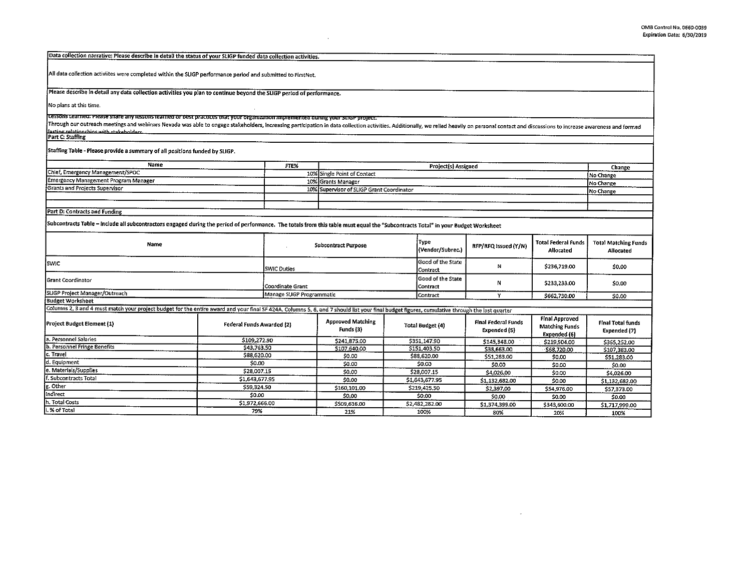Data collection narrative: Please describe in detail the status of your SLIGP funded data collection activities.

All data collection activiites were completed within the SLIGP performance period and submitted to FirstNet.

Please describe in detail any data collection activities you plan to continue beyond the SLIGP period of performance.

No plans at this time.

Lessons Learned: Please share any lessons learned or best practices that your organization implemented during your SLIGP project.

Through our outreach meetings and webinars Nevada was able to engage stakeholders, increasing participation in data collection activities. Additionally, we relied heavily on personal contact and discussions to increase awareness and formed lasting relationships with stakeholders.

## Part C: Staffing

Staffing Table - Please provide a summary of all positions funded by SLIGP.

| Name | FTE% | Project(s) Assigned | Change |
|---|---|---|---|
| Chief, Emergency Management/SPOC | 10% | Single Point of Contact | No Change |
| Emergency Management Program Manager | 10% | Grants Manager | No Change |
| Grants and Projects Supervisor | 10% | Supervisor of SLIGP Grant Coordinator | No Change |
| | | | |
| | | | |

## Part D: Contracts and Funding

Subcontracts Table – Include all subcontractors engaged during the period of performance. The totals from this table must equal the "Subcontracts Total" in your Budget Worksheet

| Name | Subcontract Purpose | Type (Vendor/Subrec.) | RFP/RFQ Issued (Y/N) | Total Federal Funds Allocated | Total Matching Funds Allocated |
|---|---|---|---|---|---|
| SWIC | SWIC Duties | Good of the State Contract | N | $236,719.00 | $0.00 |
| Grant Coordinator | Coordinate Grant | Good of the State Contract | N | $233,233.00 | $0.00 |
| SLIGP Project Manager/Outreach | Manage SLIGP Programmatic | Contract | Y | $662,730.00 | $0.00 |

## Budget Worksheet

Columns 2, 3 and 4 must match your project budget for the entire award and your final SF 424A. Columns 5, 6, and 7 should list your final budget figures, cumulative through the last quarter

| Project Budget Element (1) | Federal Funds Awarded (2) | Approved Matching Funds (3) | Total Budget (4) | Final Federal Funds Expended (5) | Final Approved Matching Funds Expended (6) | Final Total funds Expended (7) |
|---|---|---|---|---|---|---|
| a. Personnel Salaries | $109,272.90 | $241,875.00 | $351,147.90 | $145,348.00 | $219,904.00 | $365,252.00 |
| b. Personnel Fringe Benefits | $43,763.50 | $107,640.00 | $151,403.50 | $38,663.00 | $68,720.00 | $107,383.00 |
| c. Travel | $88,620.00 | $0.00 | $88,620.00 | $51,283.00 | $0.00 | $51,283.00 |
| d. Equipment | $0.00 | $0.00 | $0.00 | $0.00 | $0.00 | $0.00 |
| e. Materials/Supplies | $28,007.15 | $0.00 | $28,007.15 | $4,026.00 | $0.00 | $4,026.00 |
| f. Subcontracts Total | $1,643,677.95 | $0.00 | $1,643,677.95 | $1,132,682.00 | $0.00 | $1,132,682.00 |
| g. Other | $59,324.50 | $160,101.00 | $219,425.50 | $2,397.00 | $54,976.00 | $57,373.00 |
| Indirect | $0.00 | $0.00 | $0.00 | $0.00 | $0.00 | $0.00 |
| h. Total Costs | $1,972,666.00 | $509,616.00 | $2,482,282.00 | $1,374,399.00 | $343,600.00 | $1,717,999.00 |
| i. % of Total | 79% | 21% | 100% | 80% | 20% | 100% |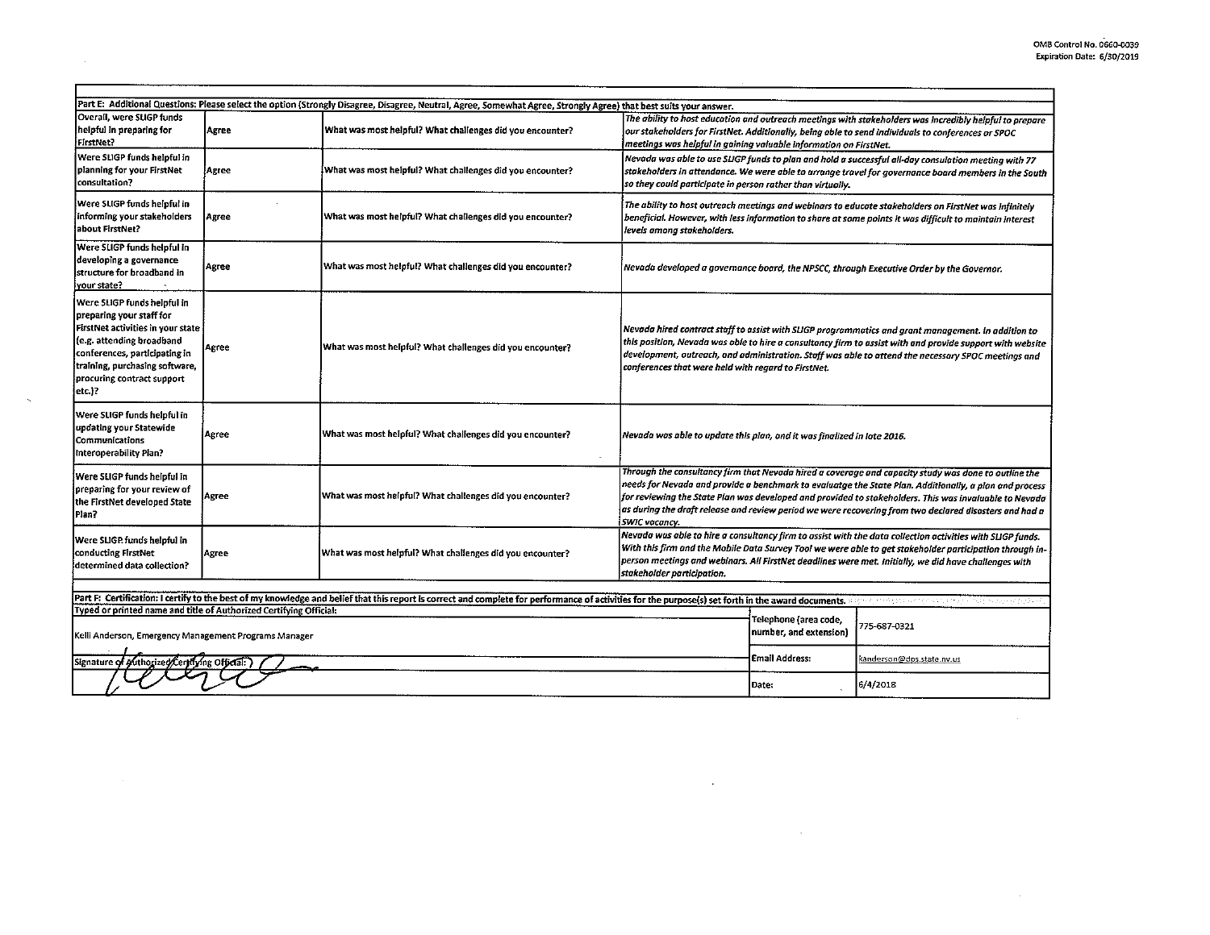OMB Control No. 0660-0039
Expiration Date: 6/30/2019

**Part E: Additional Questions: Please select the option (Strongly Disagree, Disagree, Neutral, Agree, Somewhat Agree, Strongly Agree) that best suits your answer.**

| | | | |
|---|---|---|---|
| Overall, were SLIGP funds helpful in preparing for FirstNet? | Agree | What was most helpful? What challenges did you encounter? | *The ability to host education and outreach meetings with stakeholders was incredibly helpful to prepare our stakeholders for FirstNet. Additionally, being able to send individuals to conferences or SPOC meetings was helpful in gaining valuable information on FirstNet.* |
| Were SLIGP funds helpful in planning for your FirstNet consultation? | Agree | What was most helpful? What challenges did you encounter? | *Nevada was able to use SLIGP funds to plan and hold a successful all-day consulation meeting with 77 stakeholders in attendance. We were able to arrange travel for governance board members in the South so they could participate in person rather than virtually.* |
| Were SLIGP funds helpful in informing your stakeholders about FirstNet? | Agree | What was most helpful? What challenges did you encounter? | *The ability to host outreach meetings and webinars to educate stakeholders on FirstNet was infinitely beneficial. However, with less information to share at some points it was difficult to maintain interest levels among stakeholders.* |
| Were SLIGP funds helpful in developing a governance structure for broadband in your state? | Agree | What was most helpful? What challenges did you encounter? | *Nevada developed a governance board, the NPSCC, through Executive Order by the Governor.* |
| Were SLIGP funds helpful in preparing your staff for FirstNet activities in your state (e.g. attending broadband conferences, participating in training, purchasing software, procuring contract support etc.)? | Agree | What was most helpful? What challenges did you encounter? | *Nevada hired contract staff to assist with SLIGP programmatics and grant management. In addition to this position, Nevada was able to hire a consultancy firm to assist with and provide support with website development, outreach, and administration. Staff was able to attend the necessary SPOC meetings and conferences that were held with regard to FirstNet.* |
| Were SLIGP funds helpful in updating your Statewide Communications Interoperability Plan? | Agree | What was most helpful? What challenges did you encounter? | *Nevada was able to update this plan, and it was finalized in late 2016.* |
| Were SLIGP funds helpful in preparing for your review of the FirstNet developed State Plan? | Agree | What was most helpful? What challenges did you encounter? | *Through the consultancy firm that Nevada hired a coverage and capacity study was done to outline the needs for Nevada and provide a benchmark to evaluatge the State Plan. Additionally, a plan and process for reviewing the State Plan was developed and provided to stakeholders. This was invaluable to Nevada as during the draft release and review period we were recovering from two declared disasters and had a SWIC vacancy.* |
| Were SLIGP funds helpful in conducting FirstNet determined data collection? | Agree | What was most helpful? What challenges did you encounter? | *Nevada was able to hire a consultancy firm to assist with the data collection activities with SLIGP funds. With this firm and the Mobile Data Survey Tool we were able to get stakeholder participation through in-person meetings and webinars. All FirstNet deadlines were met. Initially, we did have challenges with stakeholder participation.* |

**Part F: Certification: I certify to the best of my knowledge and belief that this report is correct and complete for performance of activities for the purpose(s) set forth in the award documents.**

| | | |
|---|---|---|
| Typed or printed name and title of Authorized Certifying Official: Kelli Anderson, Emergency Management Programs Manager | Telephone (area code, number, and extension) | 775-687-0321 |
| Signature of Authorized Certifying Official: [signature] | Email Address: | kanderson@dps.state.nv.us |
| | Date: | 6/4/2018 |